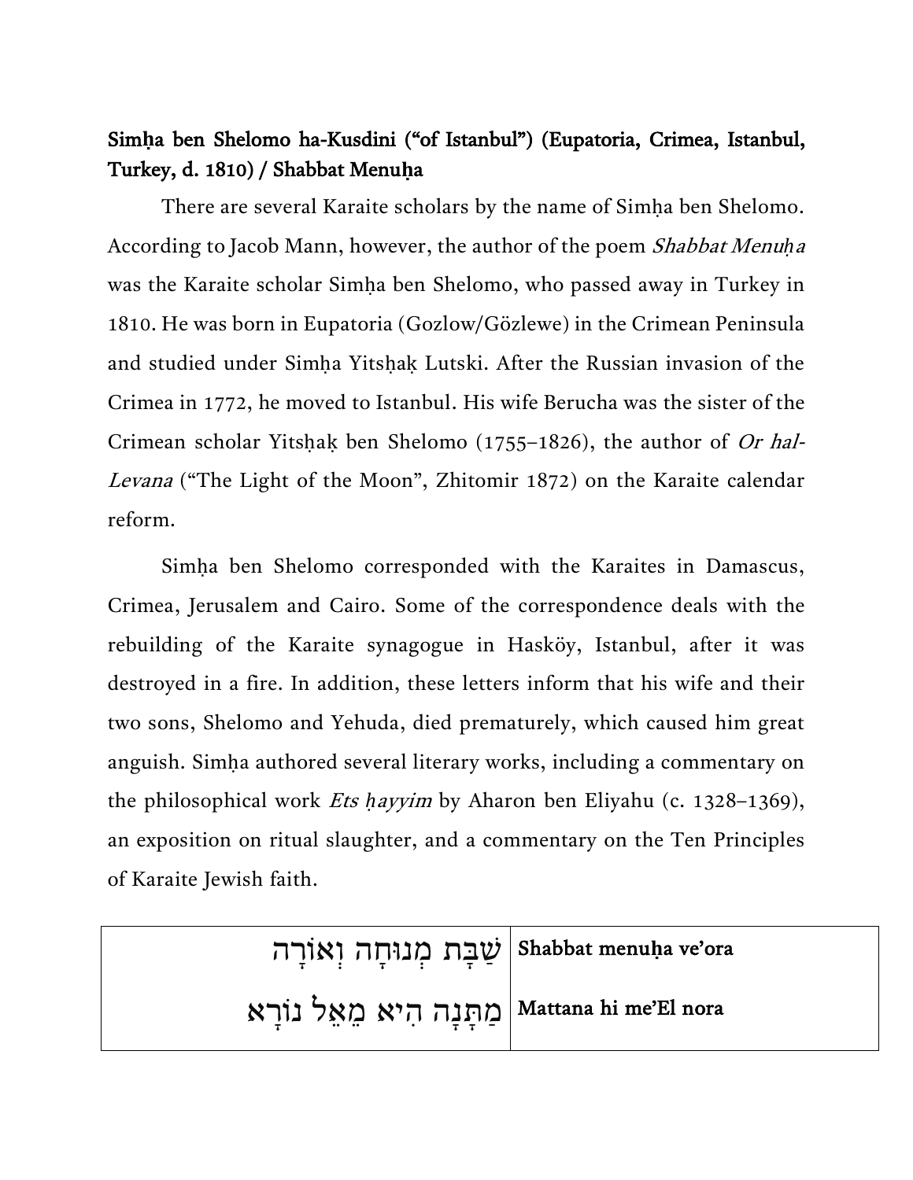**Simḥa ben Shelomo ha-Kusdini ("of Istanbul") (Eupatoria, Crimea, Istanbul, Turkey, d. 1810) / Shabbat Menuḥa**

There are several Karaite scholars by the name of Simḥa ben Shelomo. According to Jacob Mann, however, the author of the poem *Shabbat Menuḥa* was the Karaite scholar Simḥa ben Shelomo, who passed away in Turkey in 1810. He was born in Eupatoria (Gozlow/Gözlewe) in the Crimean Peninsula and studied under Simḥa Yitsḥaḳ Lutski. After the Russian invasion of the Crimea in 1772, he moved to Istanbul. His wife Berucha was the sister of the Crimean scholar Yitsḥaḳ ben Shelomo (1755–1826), the author of *Or hal-Levana* ("The Light of the Moon", Zhitomir 1872) on the Karaite calendar reform.

Simḥa ben Shelomo corresponded with the Karaites in Damascus, Crimea, Jerusalem and Cairo. Some of the correspondence deals with the rebuilding of the Karaite synagogue in Hasköy, Istanbul, after it was destroyed in a fire. In addition, these letters inform that his wife and their two sons, Shelomo and Yehuda, died prematurely, which caused him great anguish. Simḥa authored several literary works, including a commentary on the philosophical work *Ets ḥayyim* by Aharon ben Eliyahu (c. 1328–1369), an exposition on ritual slaughter, and a commentary on the Ten Principles of Karaite Jewish faith.

| | |
|---|---|
| **Shabbat menuḥa ve'ora** | שַׁבָּת מְנוּחָה וְאוֹרָה |
| **Mattana hi me'El nora** | מַתָּנָה הִיא מֵאֵל נוֹרָא |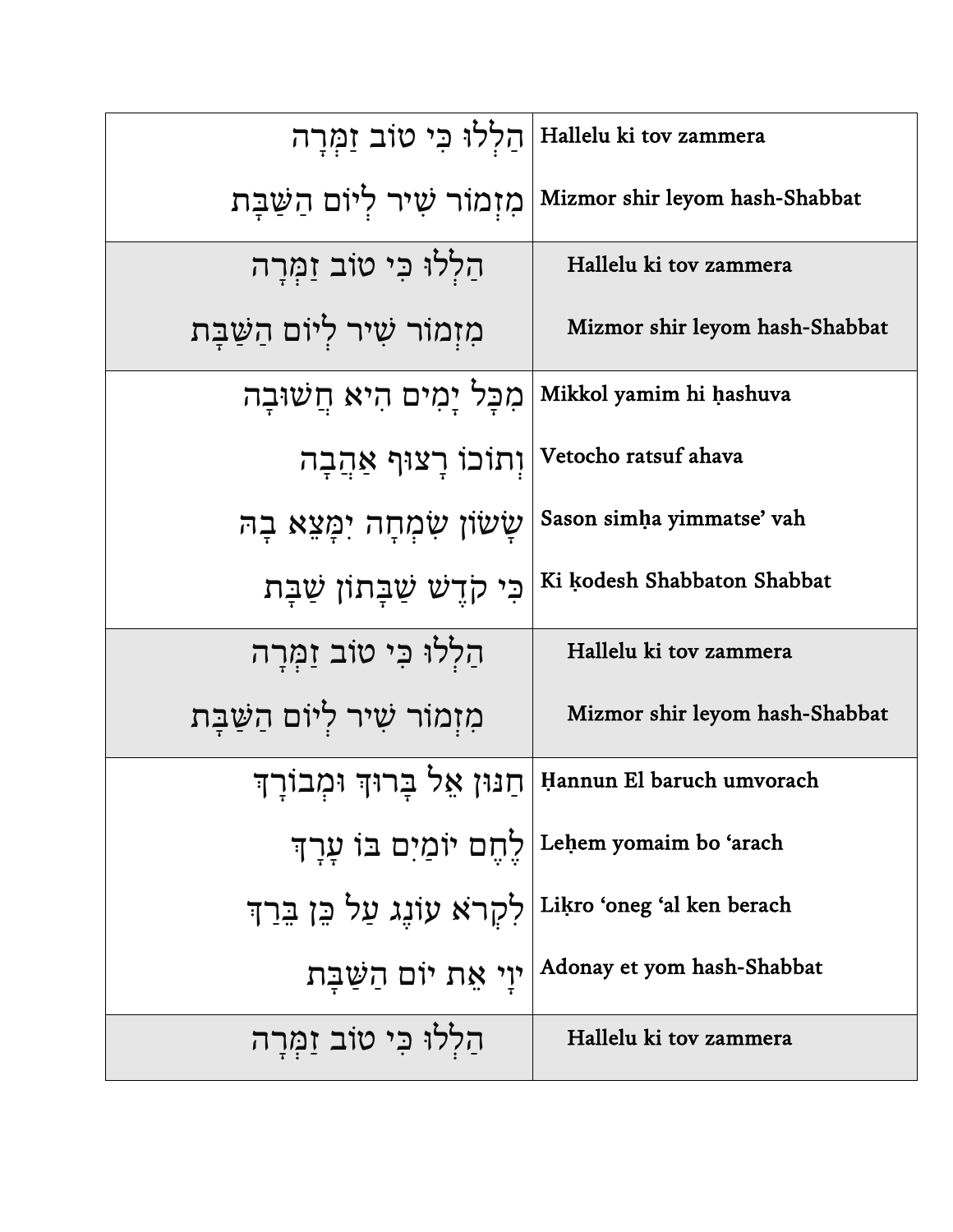| | |
|---|---|
| הַלְלוּ כִּי טוֹב זַמְּרָה | Hallelu ki tov zammera |
| מִזְמוֹר שִׁיר לְיוֹם הַשַּׁבָּת | Mizmor shir leyom hash-Shabbat |
| הַלְלוּ כִּי טוֹב זַמְּרָה | Hallelu ki tov zammera |
| מִזְמוֹר שִׁיר לְיוֹם הַשַּׁבָּת | Mizmor shir leyom hash-Shabbat |
| מִכָּל יָמִים הִיא חֲשׁוּבָה | Mikkol yamim hi ḥashuva |
| וְתוֹכוֹ רָצוּף אַהֲבָה | Vetocho ratsuf ahava |
| שָׂשׂוֹן שִׂמְחָה יִמָּצֵא בָהּ | Sason simḥa yimmatse' vah |
| כִּי קֹדֶשׁ שַׁבָּתוֹן שַׁבָּת | Ki ḳodesh Shabbaton Shabbat |
| הַלְלוּ כִּי טוֹב זַמְּרָה | Hallelu ki tov zammera |
| מִזְמוֹר שִׁיר לְיוֹם הַשַּׁבָּת | Mizmor shir leyom hash-Shabbat |
| חַנּוּן אֵל בָּרוּךְ וּמְבוֹרָךְ | Ḥannun El baruch umvorach |
| לֶחֶם יוֹמַיִם בּוֹ עָרַךְ | Leḥem yomaim bo 'arach |
| לִקְרֹא עוֹנֶג עַל כֵּן בֵּרַךְ | Liḳro 'oneg 'al ken berach |
| יְיָ אֶת יוֹם הַשַּׁבָּת | Adonay et yom hash-Shabbat |
| הַלְלוּ כִּי טוֹב זַמְּרָה | Hallelu ki tov zammera |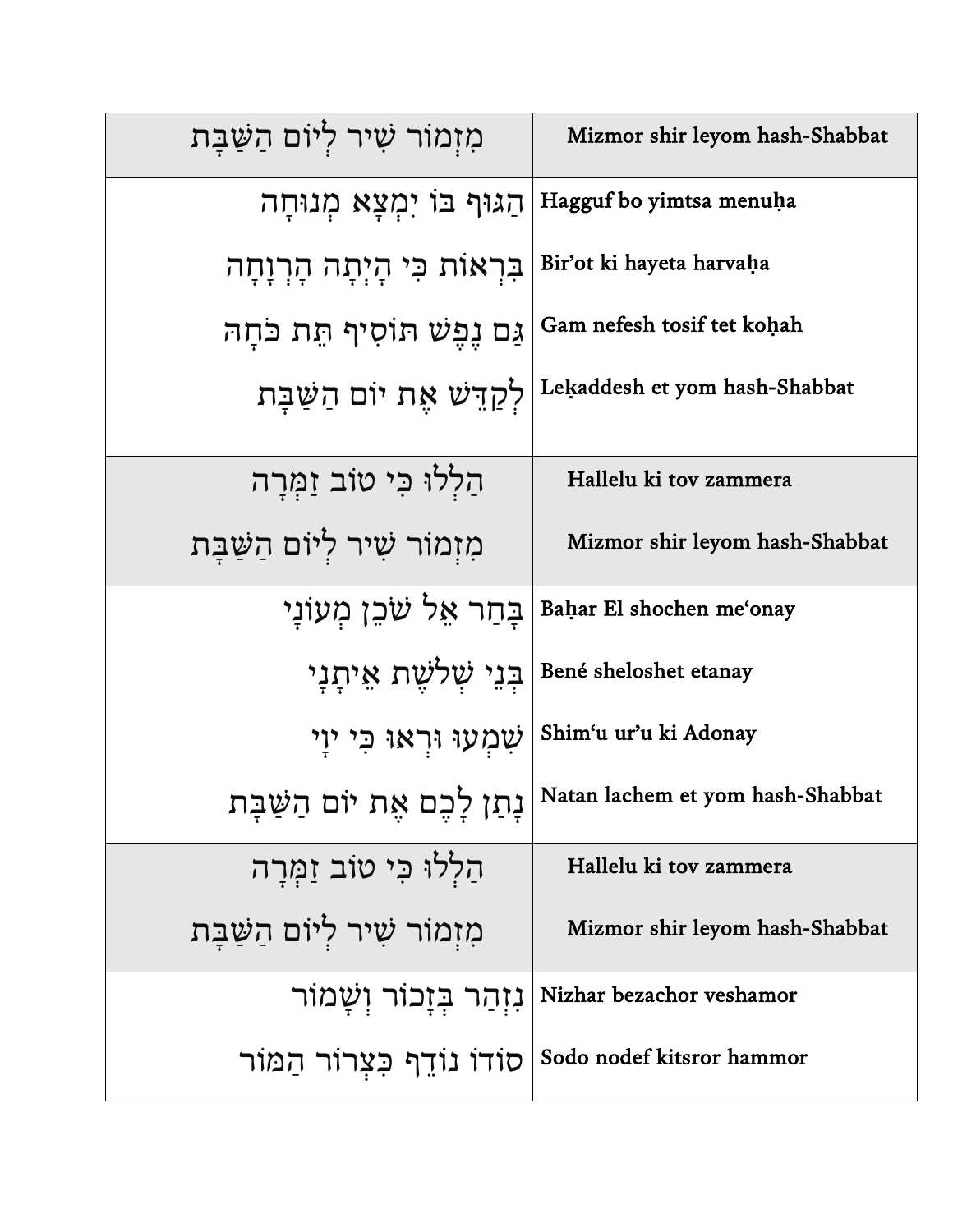| מִזְמוֹר שִׁיר לְיוֹם הַשַּׁבָּת | Mizmor shir leyom hash-Shabbat |
|---|---|
| הַגּוּף בּוֹ יִמְצָא מְנוּחָה<br>בִּרְאוֹת כִּי הָיְתָה הָרְוָחָה<br>גַּם נֶפֶשׁ תּוֹסִיף תֵּת כֹּחָהּ<br>לְקַדֵּשׁ אֶת יוֹם הַשַּׁבָּת | Hagguf bo yimtsa menuḥa<br>Bir'ot ki hayeta harvaḥa<br>Gam nefesh tosif tet koḥah<br>Leḳaddesh et yom hash-Shabbat |
| הַלְלוּ כִּי טוֹב זַמְּרָה<br>מִזְמוֹר שִׁיר לְיוֹם הַשַּׁבָּת | Hallelu ki tov zammera<br>Mizmor shir leyom hash-Shabbat |
| בָּחַר אֵל שֹׁכֵן מְעוֹנָי<br>בְּנֵי שְׁלֹשֶׁת אֵיתָנָי<br>שִׁמְעוּ וּרְאוּ כִּי יְיָ<br>נָתַן לָכֶם אֶת יוֹם הַשַּׁבָּת | Baḥar El shochen me'onay<br>Bené sheloshet etanay<br>Shim'u ur'u ki Adonay<br>Natan lachem et yom hash-Shabbat |
| הַלְלוּ כִּי טוֹב זַמְּרָה<br>מִזְמוֹר שִׁיר לְיוֹם הַשַּׁבָּת | Hallelu ki tov zammera<br>Mizmor shir leyom hash-Shabbat |
| נִזְהַר בְּזָכוֹר וְשָׁמוֹר<br>סוֹדוֹ נוֹדֵף כִּצְרוֹר הַמּוֹר | Nizhar bezachor veshamor<br>Sodo nodef kitsror hammor |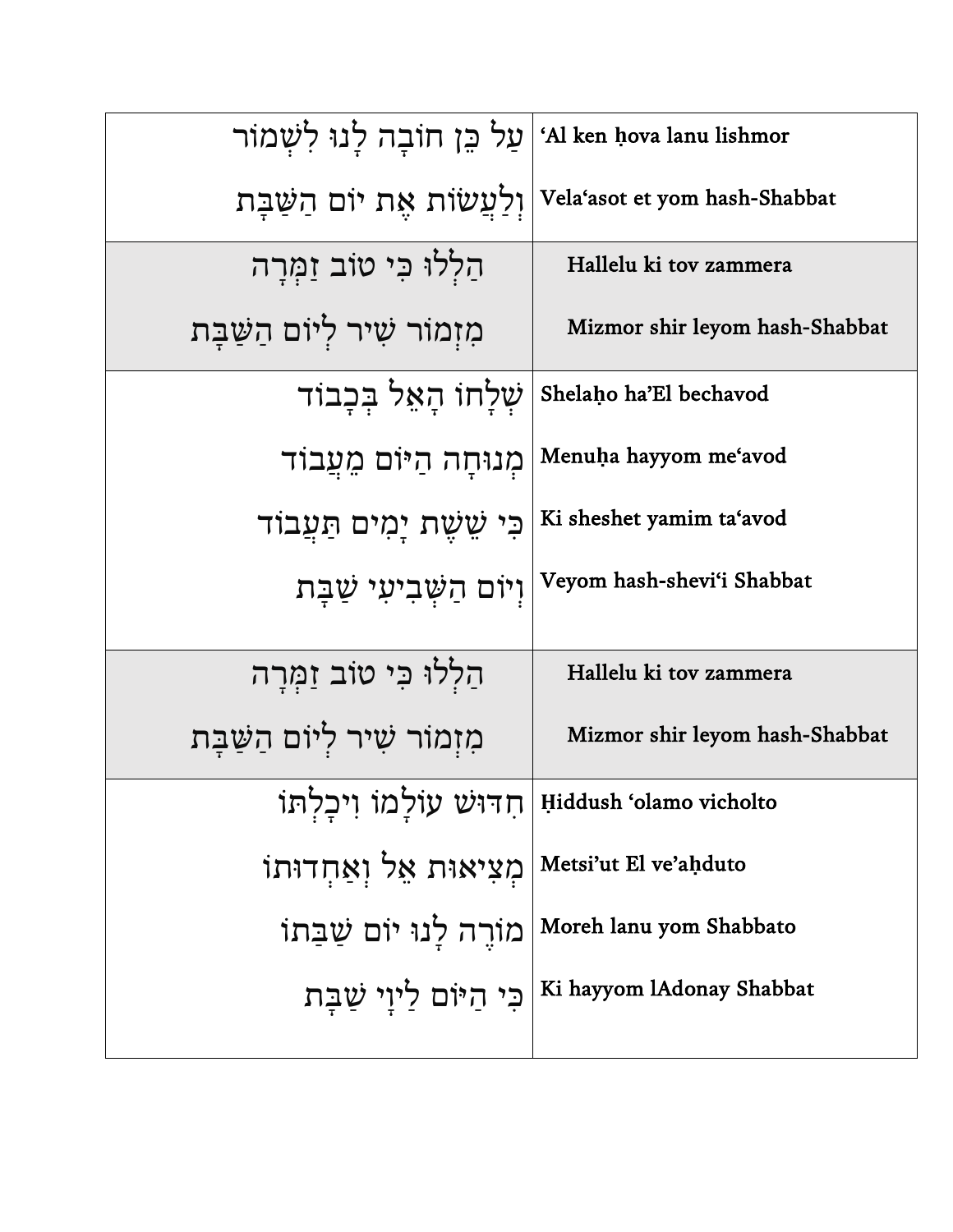| | |
|---|---|
| עַל כֵּן חוֹבָה לָנוּ לִשְׁמוֹר<br>וְלַעֲשׂוֹת אֶת יוֹם הַשַּׁבָּת | ‘Al ken ḥova lanu lishmor<br>Vela‘asot et yom hash-Shabbat |
| הַלְלוּ כִּי טוֹב זַמְּרָה<br>מִזְמוֹר שִׁיר לְיוֹם הַשַּׁבָּת | Hallelu ki tov zammera<br>Mizmor shir leyom hash-Shabbat |
| שְׁלָחוֹ הָאֵל בְּכָבוֹד<br>מְנוּחָה הַיּוֹם מֵעֲבוֹד<br>כִּי שֵׁשֶׁת יָמִים תַּעֲבוֹד<br>וְיוֹם הַשְּׁבִיעִי שַׁבָּת | Shelaḥo ha’El bechavod<br>Menuḥa hayyom me‘avod<br>Ki sheshet yamim ta‘avod<br>Veyom hash-shevi‘i Shabbat |
| הַלְלוּ כִּי טוֹב זַמְּרָה<br>מִזְמוֹר שִׁיר לְיוֹם הַשַּׁבָּת | Hallelu ki tov zammera<br>Mizmor shir leyom hash-Shabbat |
| חִדּוּשׁ עוֹלָמוֹ וִיכָלְתוֹ<br>מְצִיאוּת אֵל וְאַחְדוּתוֹ<br>מוֹרֶה לָנוּ יוֹם שַׁבַּתּוֹ<br>כִּי הַיּוֹם לַיְוָי שַׁבָּת | Ḥiddush ‘olamo vicholto<br>Metsi’ut El ve’aḥduto<br>Moreh lanu yom Shabbato<br>Ki hayyom lAdonay Shabbat |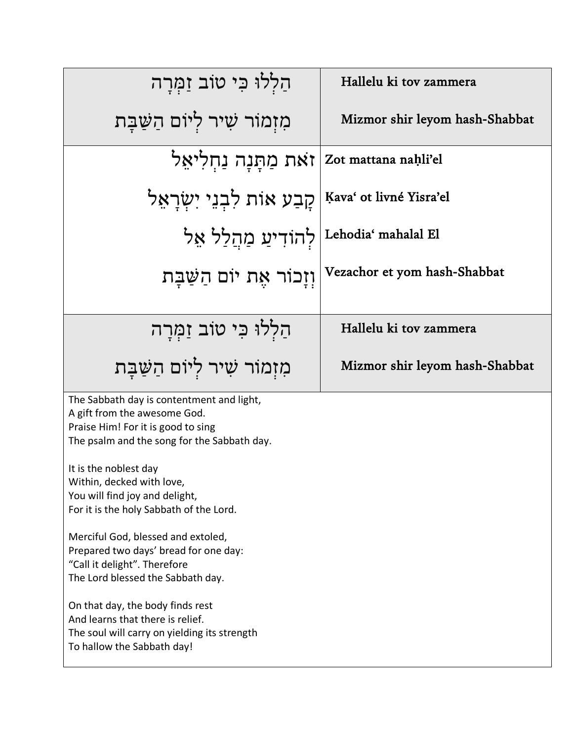| הַלְלוּ כִּי טוֹב זַמְּרָה<br>מִזְמוֹר שִׁיר לְיוֹם הַשַּׁבָּת | **Hallelu ki tov zammera**<br>**Mizmor shir leyom hash-Shabbat** |
|---|---|
| זֹאת מַתָּנָה נַחְלִיאֵל<br>קָבַע אוֹת לִבְנֵי יִשְׂרָאֵל<br>לְהוֹדִיעַ מַהֲלַל אֵל<br>וְזָכוֹר אֶת יוֹם הַשַּׁבָּת | **Zot mattana naḥli'el**<br>**Ḳava' ot livné Yisra'el**<br>**Lehodia' mahalal El**<br>**Vezachor et yom hash-Shabbat** |
| הַלְלוּ כִּי טוֹב זַמְּרָה<br>מִזְמוֹר שִׁיר לְיוֹם הַשַּׁבָּת | **Hallelu ki tov zammera**<br>**Mizmor shir leyom hash-Shabbat** |

The Sabbath day is contentment and light,
A gift from the awesome God.
Praise Him! For it is good to sing
The psalm and the song for the Sabbath day.

It is the noblest day
Within, decked with love,
You will find joy and delight,
For it is the holy Sabbath of the Lord.

Merciful God, blessed and extoled,
Prepared two days' bread for one day:
"Call it delight". Therefore
The Lord blessed the Sabbath day.

On that day, the body finds rest
And learns that there is relief.
The soul will carry on yielding its strength
To hallow the Sabbath day!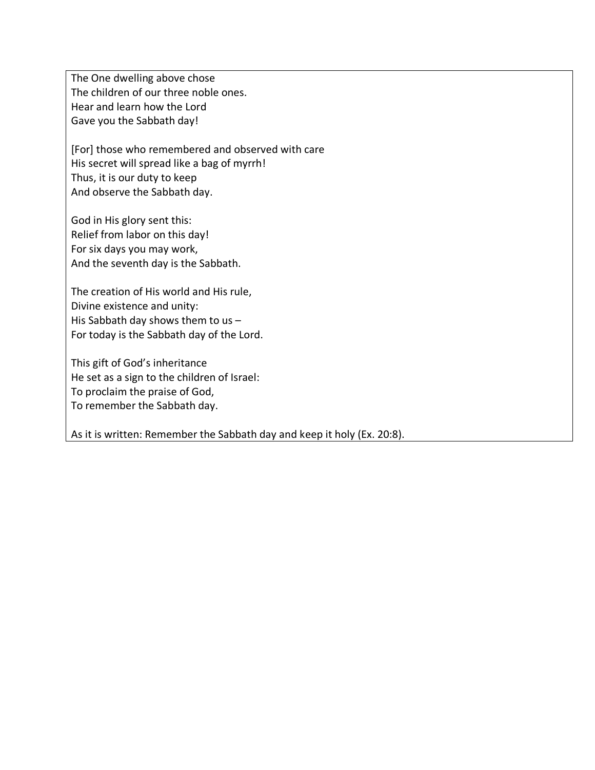The One dwelling above chose
The children of our three noble ones.
Hear and learn how the Lord
Gave you the Sabbath day!

[For] those who remembered and observed with care
His secret will spread like a bag of myrrh!
Thus, it is our duty to keep
And observe the Sabbath day.

God in His glory sent this:
Relief from labor on this day!
For six days you may work,
And the seventh day is the Sabbath.

The creation of His world and His rule,
Divine existence and unity:
His Sabbath day shows them to us –
For today is the Sabbath day of the Lord.

This gift of God's inheritance
He set as a sign to the children of Israel:
To proclaim the praise of God,
To remember the Sabbath day.

As it is written: Remember the Sabbath day and keep it holy (Ex. 20:8).